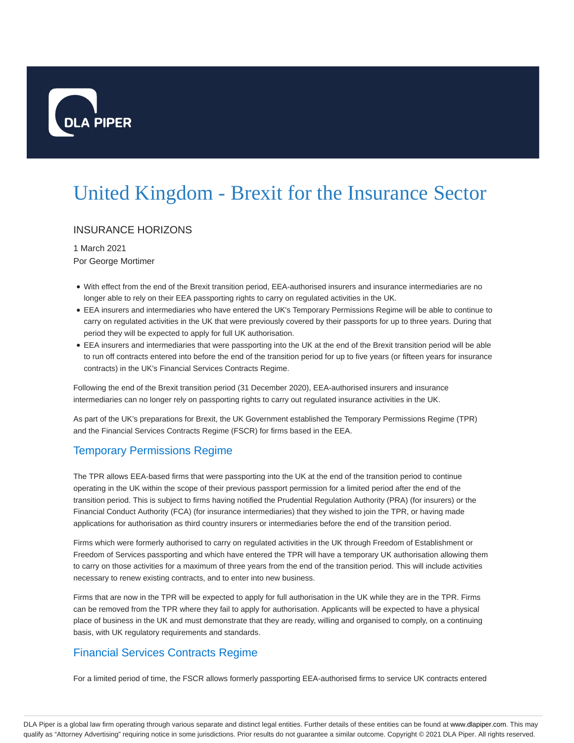# United Kingdom - Brexit for the Insurance Sector

INSURANCE HORIZONS

1 March 2021

Por George Mortimer

- With effect from the end of the Brexit transition period, EEA-authorised insurers and insurance intermediaries are no longer able to rely on their EEA passporting rights to carry on regulated activities in the UK.
- EEA insurers and intermediaries who have entered the UK's Temporary Permissions Regime will be able to continue to carry on regulated activities in the UK that were previously covered by their passports for up to three years. During that period they will be expected to apply for full UK authorisation.
- EEA insurers and intermediaries that were passporting into the UK at the end of the Brexit transition period will be able to run off contracts entered into before the end of the transition period for up to five years (or fifteen years for insurance contracts) in the UK's Financial Services Contracts Regime.

Following the end of the Brexit transition period (31 December 2020), EEA-authorised insurers and insurance intermediaries can no longer rely on passporting rights to carry out regulated insurance activities in the UK.

As part of the UK's preparations for Brexit, the UK Government established the Temporary Permissions Regime (TPR) and the Financial Services Contracts Regime (FSCR) for firms based in the EEA.

## Temporary Permissions Regime

The TPR allows EEA-based firms that were passporting into the UK at the end of the transition period to continue operating in the UK within the scope of their previous passport permission for a limited period after the end of the transition period. This is subject to firms having notified the Prudential Regulation Authority (PRA) (for insurers) or the Financial Conduct Authority (FCA) (for insurance intermediaries) that they wished to join the TPR, or having made applications for authorisation as third country insurers or intermediaries before the end of the transition period.

Firms which were formerly authorised to carry on regulated activities in the UK through Freedom of Establishment or Freedom of Services passporting and which have entered the TPR will have a temporary UK authorisation allowing them to carry on those activities for a maximum of three years from the end of the transition period. This will include activities necessary to renew existing contracts, and to enter into new business.

Firms that are now in the TPR will be expected to apply for full authorisation in the UK while they are in the TPR. Firms can be removed from the TPR where they fail to apply for authorisation. Applicants will be expected to have a physical place of business in the UK and must demonstrate that they are ready, willing and organised to comply, on a continuing basis, with UK regulatory requirements and standards.

## Financial Services Contracts Regime

For a limited period of time, the FSCR allows formerly passporting EEA-authorised firms to service UK contracts entered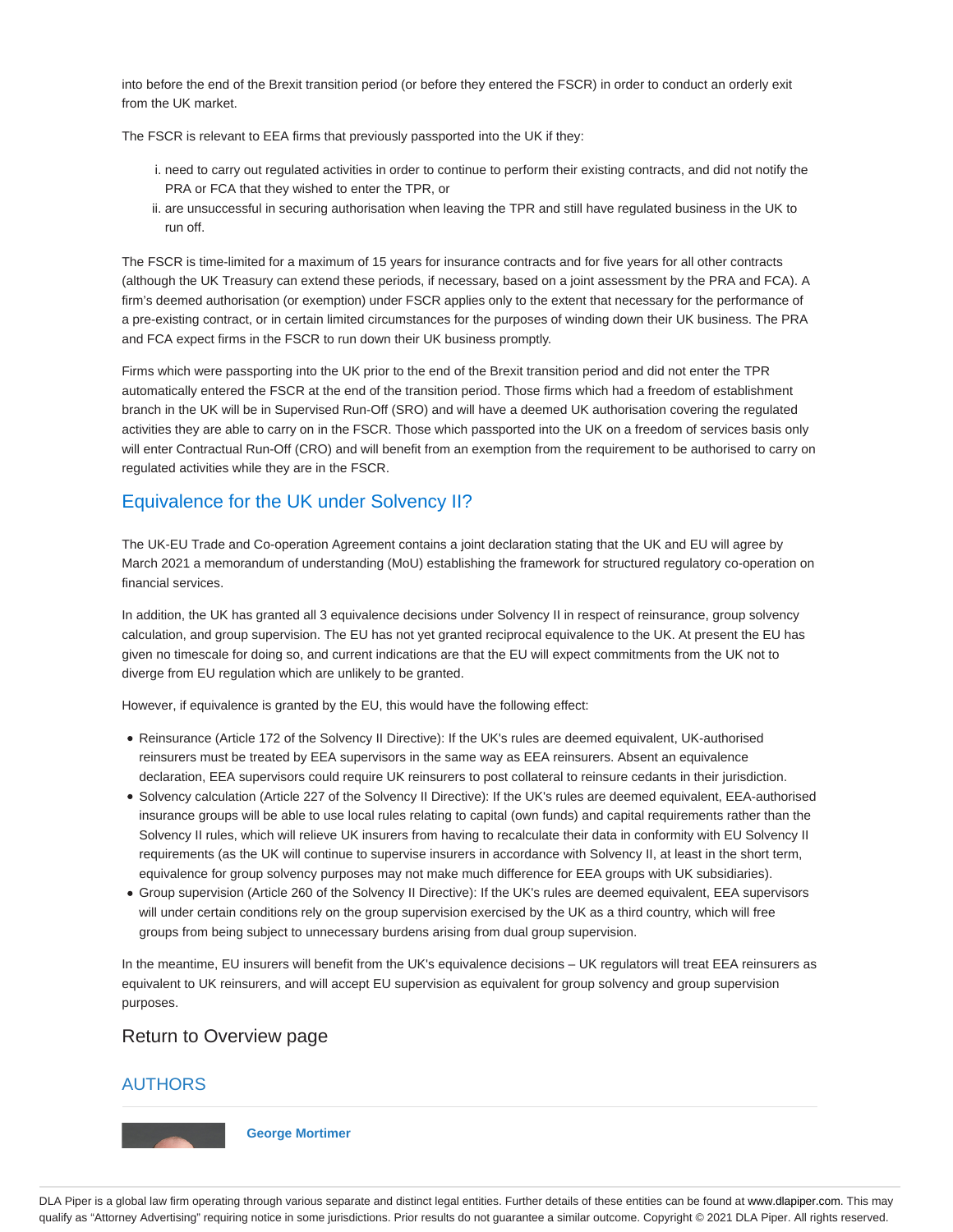into before the end of the Brexit transition period (or before they entered the FSCR) in order to conduct an orderly exit from the UK market.

The FSCR is relevant to EEA firms that previously passported into the UK if they:

i. need to carry out regulated activities in order to continue to perform their existing contracts, and did not notify the PRA or FCA that they wished to enter the TPR, or
ii. are unsuccessful in securing authorisation when leaving the TPR and still have regulated business in the UK to run off.

The FSCR is time-limited for a maximum of 15 years for insurance contracts and for five years for all other contracts (although the UK Treasury can extend these periods, if necessary, based on a joint assessment by the PRA and FCA). A firm's deemed authorisation (or exemption) under FSCR applies only to the extent that necessary for the performance of a pre-existing contract, or in certain limited circumstances for the purposes of winding down their UK business. The PRA and FCA expect firms in the FSCR to run down their UK business promptly.

Firms which were passporting into the UK prior to the end of the Brexit transition period and did not enter the TPR automatically entered the FSCR at the end of the transition period. Those firms which had a freedom of establishment branch in the UK will be in Supervised Run-Off (SRO) and will have a deemed UK authorisation covering the regulated activities they are able to carry on in the FSCR. Those which passported into the UK on a freedom of services basis only will enter Contractual Run-Off (CRO) and will benefit from an exemption from the requirement to be authorised to carry on regulated activities while they are in the FSCR.

## Equivalence for the UK under Solvency II?

The UK-EU Trade and Co-operation Agreement contains a joint declaration stating that the UK and EU will agree by March 2021 a memorandum of understanding (MoU) establishing the framework for structured regulatory co-operation on financial services.

In addition, the UK has granted all 3 equivalence decisions under Solvency II in respect of reinsurance, group solvency calculation, and group supervision. The EU has not yet granted reciprocal equivalence to the UK. At present the EU has given no timescale for doing so, and current indications are that the EU will expect commitments from the UK not to diverge from EU regulation which are unlikely to be granted.

However, if equivalence is granted by the EU, this would have the following effect:

- Reinsurance (Article 172 of the Solvency II Directive): If the UK's rules are deemed equivalent, UK-authorised reinsurers must be treated by EEA supervisors in the same way as EEA reinsurers. Absent an equivalence declaration, EEA supervisors could require UK reinsurers to post collateral to reinsure cedants in their jurisdiction.
- Solvency calculation (Article 227 of the Solvency II Directive): If the UK's rules are deemed equivalent, EEA-authorised insurance groups will be able to use local rules relating to capital (own funds) and capital requirements rather than the Solvency II rules, which will relieve UK insurers from having to recalculate their data in conformity with EU Solvency II requirements (as the UK will continue to supervise insurers in accordance with Solvency II, at least in the short term, equivalence for group solvency purposes may not make much difference for EEA groups with UK subsidiaries).
- Group supervision (Article 260 of the Solvency II Directive): If the UK's rules are deemed equivalent, EEA supervisors will under certain conditions rely on the group supervision exercised by the UK as a third country, which will free groups from being subject to unnecessary burdens arising from dual group supervision.

In the meantime, EU insurers will benefit from the UK's equivalence decisions – UK regulators will treat EEA reinsurers as equivalent to UK reinsurers, and will accept EU supervision as equivalent for group solvency and group supervision purposes.

## Return to Overview page

## AUTHORS

**George Mortimer**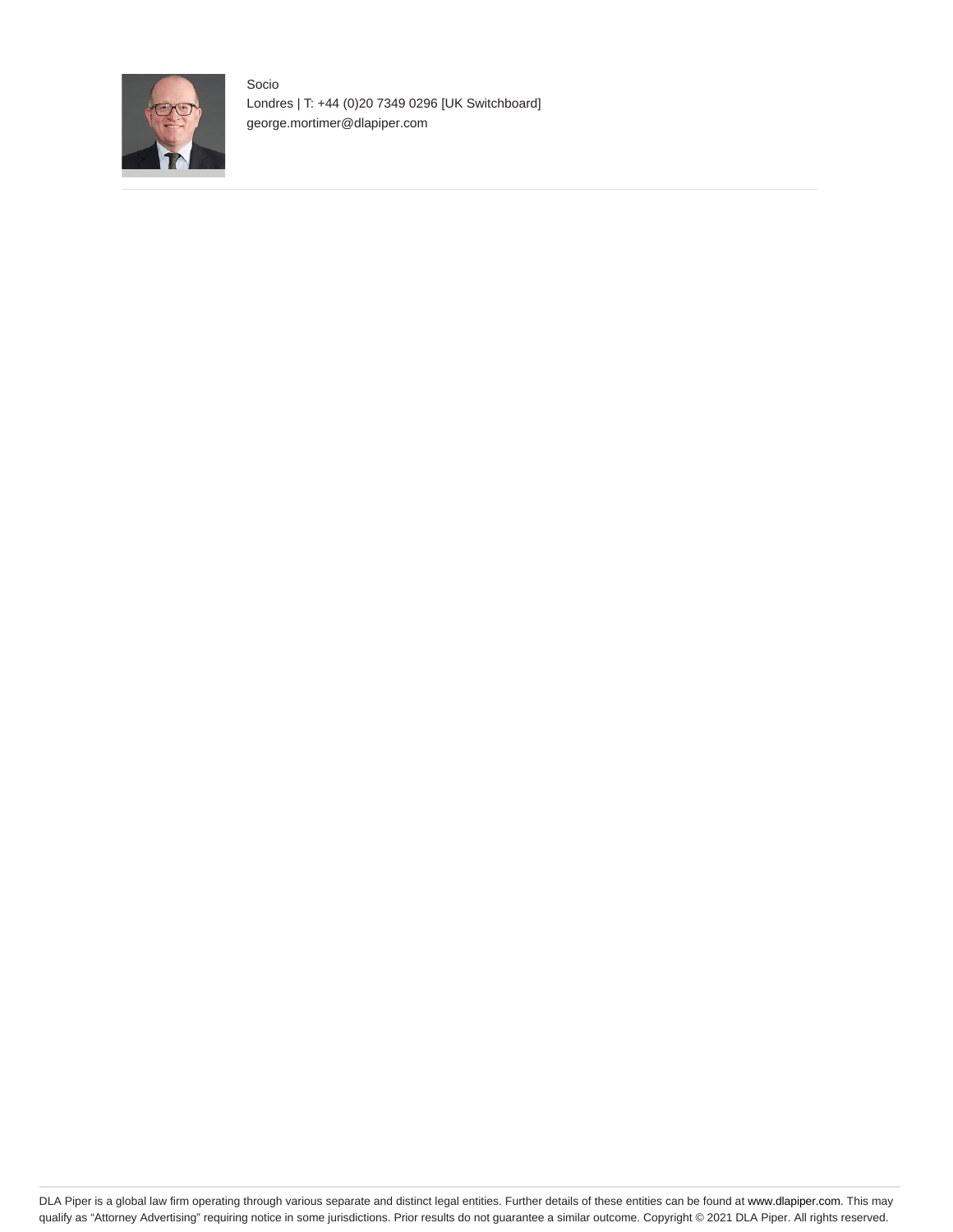Socio

Londres | T: +44 (0)20 7349 0296 [UK Switchboard]

george.mortimer@dlapiper.com

DLA Piper is a global law firm operating through various separate and distinct legal entities. Further details of these entities can be found at www.dlapiper.com. This may qualify as “Attorney Advertising” requiring notice in some jurisdictions. Prior results do not guarantee a similar outcome. Copyright © 2021 DLA Piper. All rights reserved.